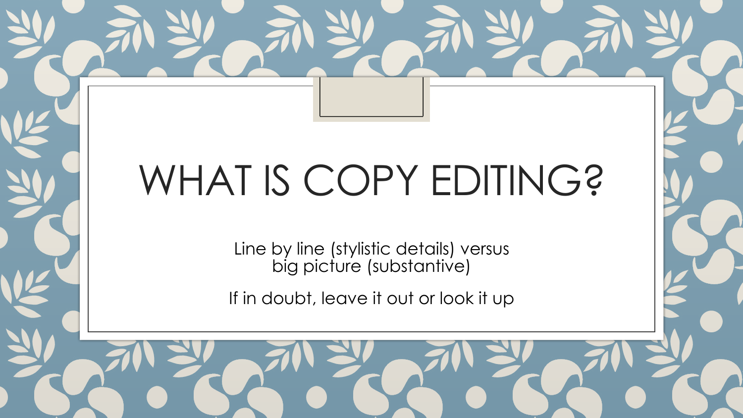# WHAT IS COPY EDITING?

Line by line (stylistic details) versus big picture (substantive)

If in doubt, leave it out or look it up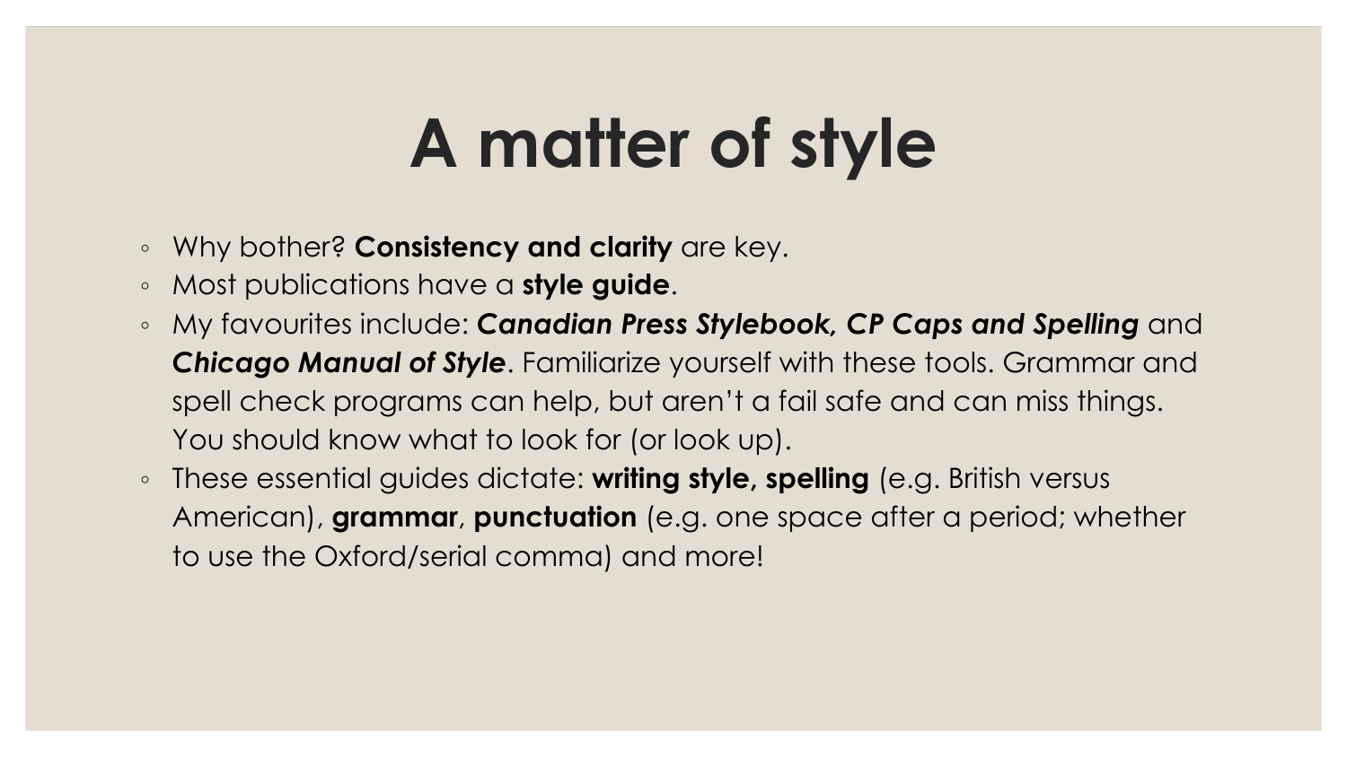# A matter of style

- Why bother? **Consistency and clarity** are key.
- Most publications have a **style guide**.
- My favourites include: ***Canadian Press Stylebook, CP Caps and Spelling*** and ***Chicago Manual of Style***. Familiarize yourself with these tools. Grammar and spell check programs can help, but aren't a fail safe and can miss things. You should know what to look for (or look up).
- These essential guides dictate: **writing style, spelling** (e.g. British versus American), **grammar**, **punctuation** (e.g. one space after a period; whether to use the Oxford/serial comma) and more!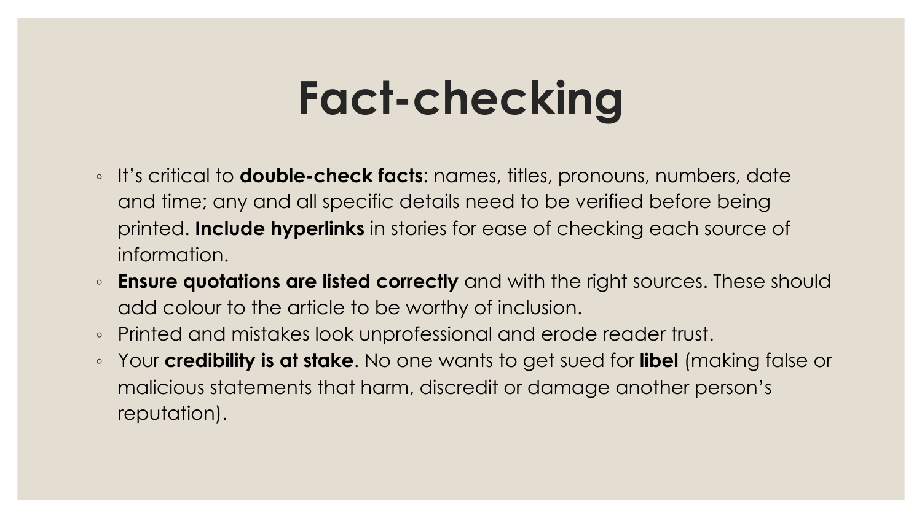# Fact-checking

- It's critical to **double-check facts**: names, titles, pronouns, numbers, date and time; any and all specific details need to be verified before being printed. **Include hyperlinks** in stories for ease of checking each source of information.
- **Ensure quotations are listed correctly** and with the right sources. These should add colour to the article to be worthy of inclusion.
- Printed and mistakes look unprofessional and erode reader trust.
- Your **credibility is at stake**. No one wants to get sued for **libel** (making false or malicious statements that harm, discredit or damage another person's reputation).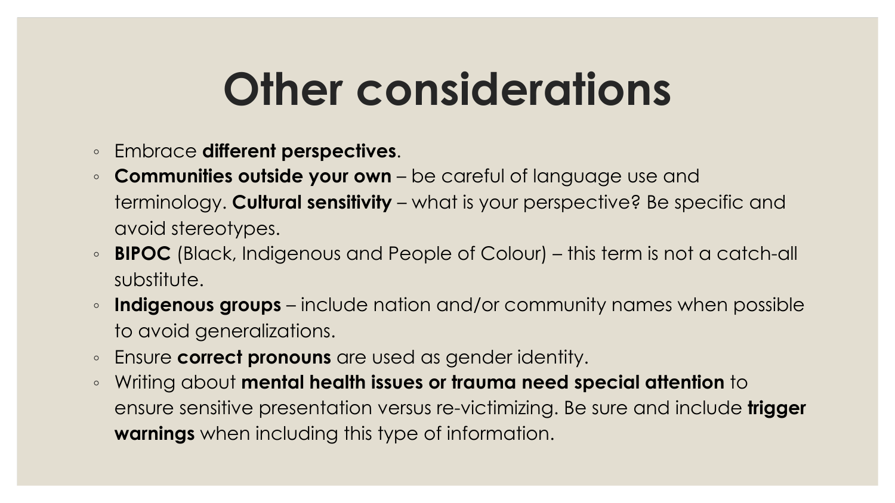# Other considerations

- Embrace **different perspectives**.
- **Communities outside your own** – be careful of language use and terminology. **Cultural sensitivity** – what is your perspective? Be specific and avoid stereotypes.
- **BIPOC** (Black, Indigenous and People of Colour) – this term is not a catch-all substitute.
- **Indigenous groups** – include nation and/or community names when possible to avoid generalizations.
- Ensure **correct pronouns** are used as gender identity.
- Writing about **mental health issues or trauma need special attention** to ensure sensitive presentation versus re-victimizing. Be sure and include **trigger warnings** when including this type of information.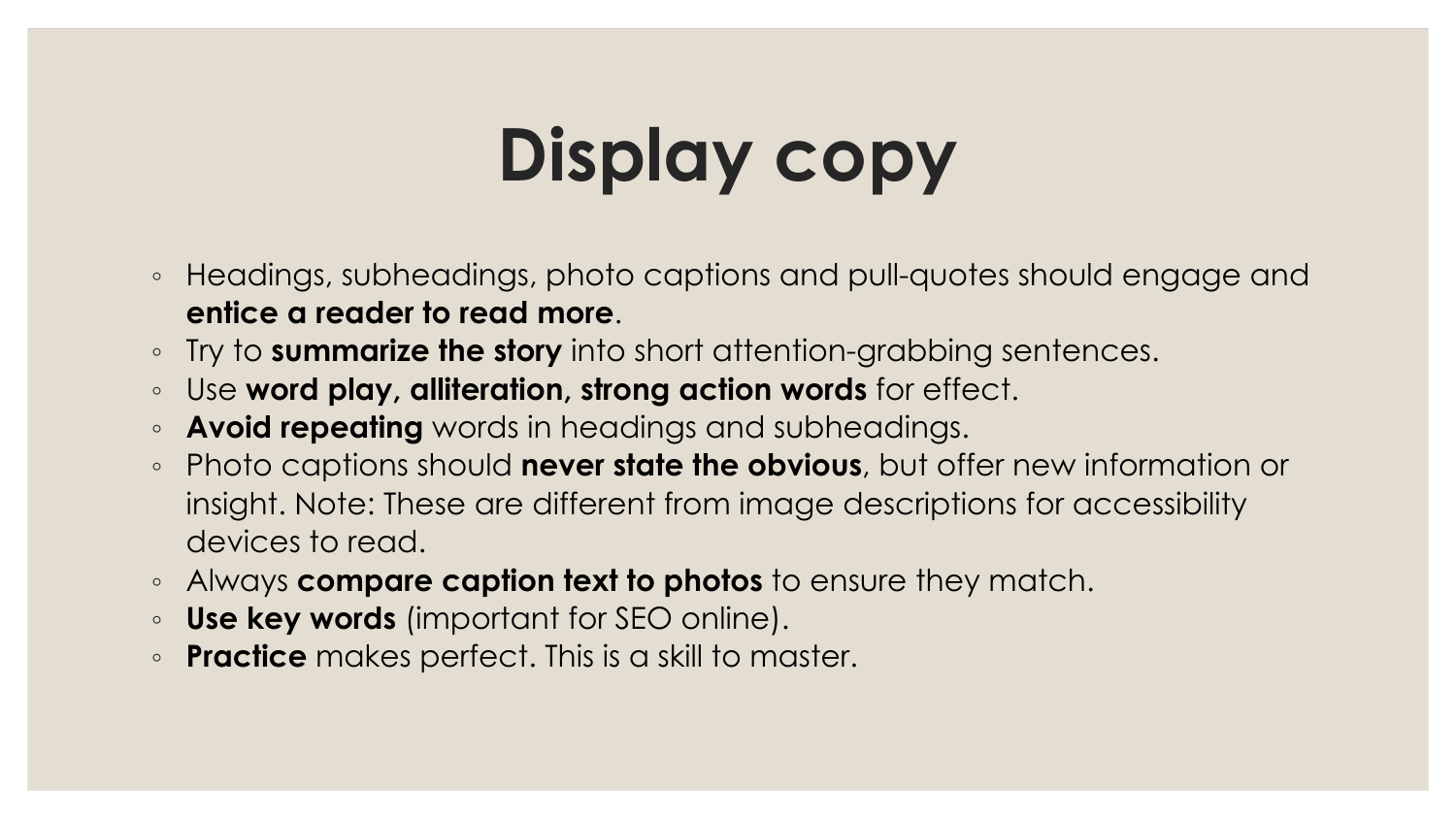# Display copy

- Headings, subheadings, photo captions and pull-quotes should engage and **entice a reader to read more**.
- Try to **summarize the story** into short attention-grabbing sentences.
- Use **word play, alliteration, strong action words** for effect.
- **Avoid repeating** words in headings and subheadings.
- Photo captions should **never state the obvious**, but offer new information or insight. Note: These are different from image descriptions for accessibility devices to read.
- Always **compare caption text to photos** to ensure they match.
- **Use key words** (important for SEO online).
- **Practice** makes perfect. This is a skill to master.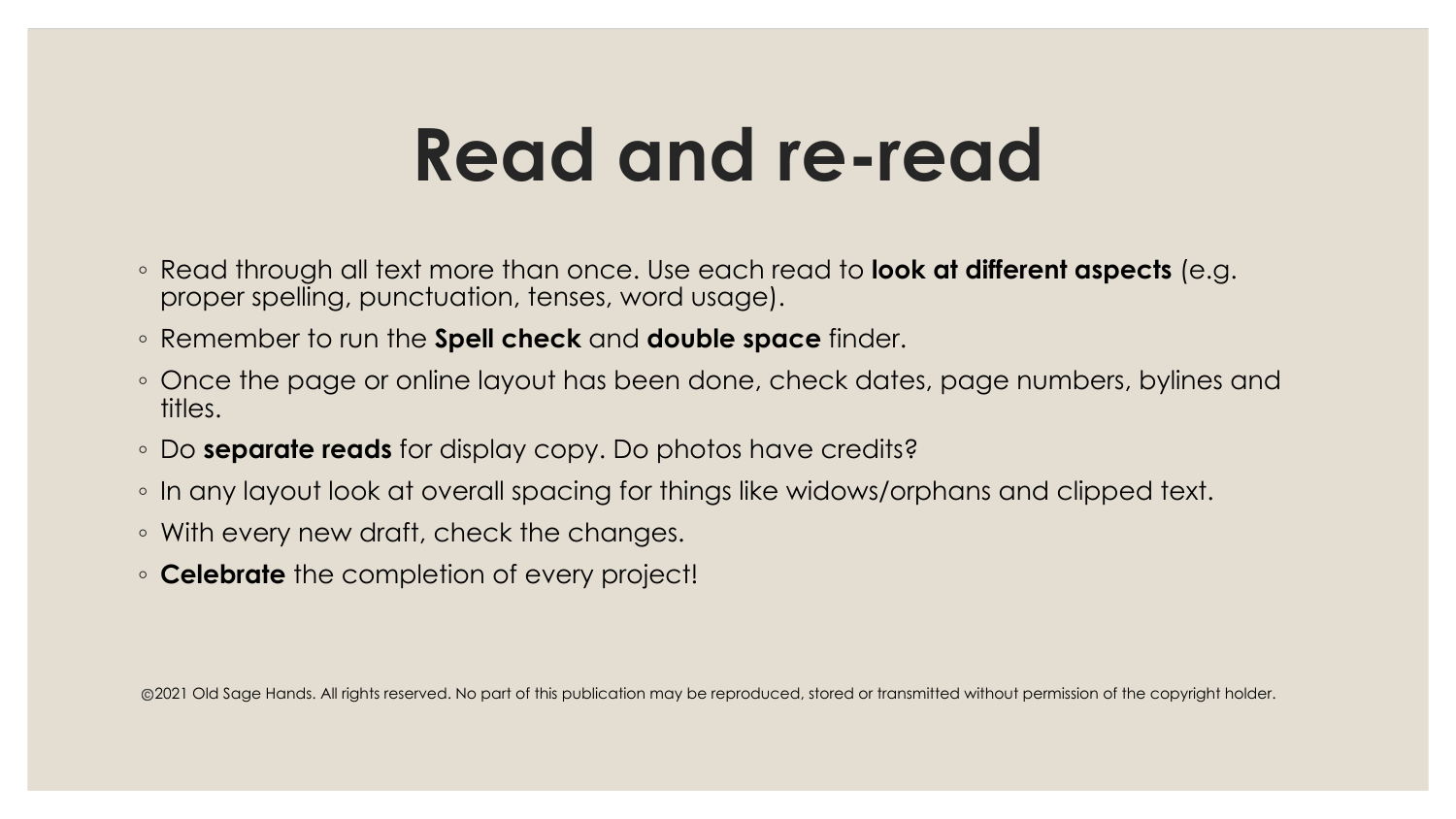# Read and re-read

- Read through all text more than once. Use each read to **look at different aspects** (e.g. proper spelling, punctuation, tenses, word usage).
- Remember to run the **Spell check** and **double space** finder.
- Once the page or online layout has been done, check dates, page numbers, bylines and titles.
- Do **separate reads** for display copy. Do photos have credits?
- In any layout look at overall spacing for things like widows/orphans and clipped text.
- With every new draft, check the changes.
- **Celebrate** the completion of every project!

©2021 Old Sage Hands. All rights reserved. No part of this publication may be reproduced, stored or transmitted without permission of the copyright holder.